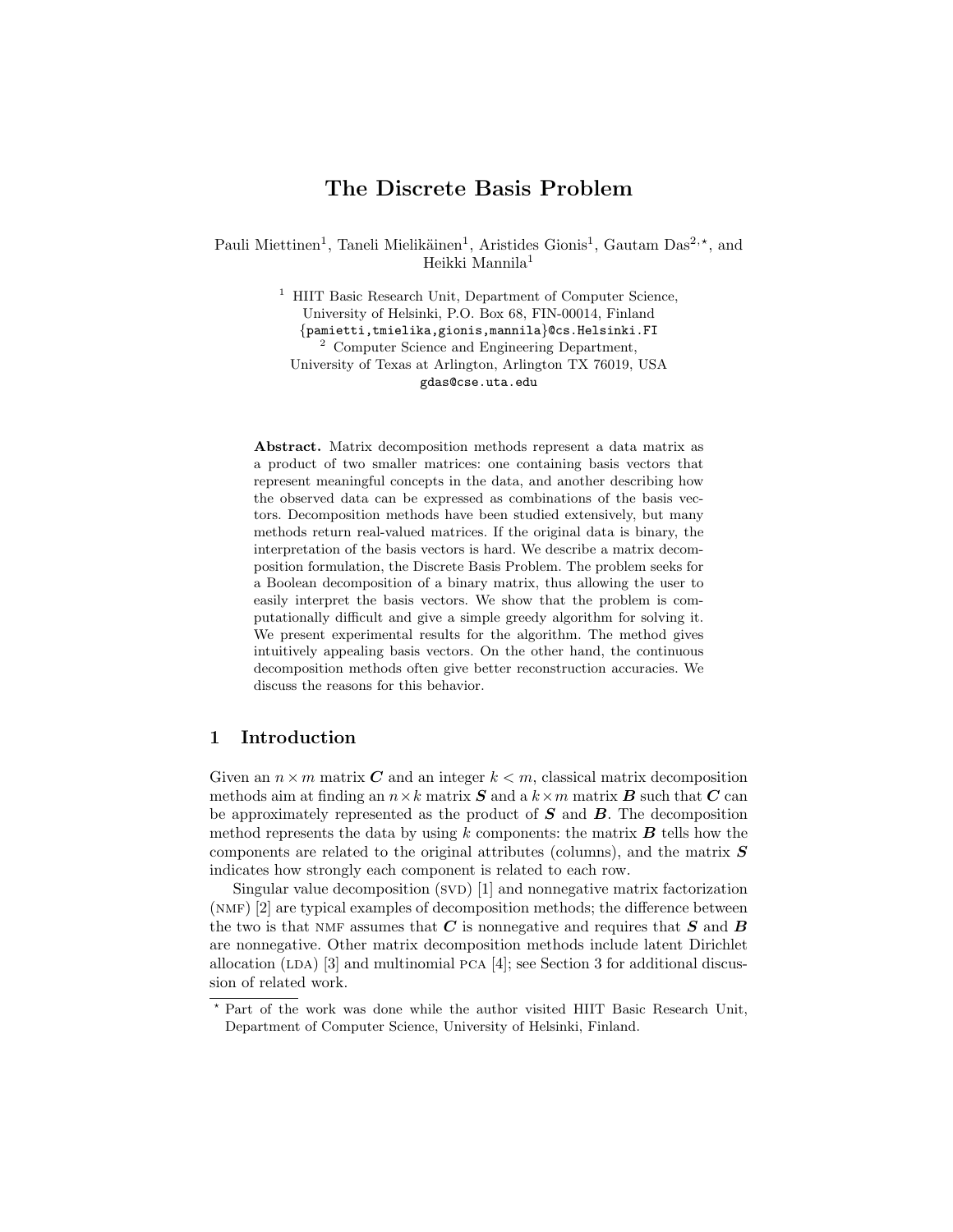# The Discrete Basis Problem

Pauli Miettinen[1], Taneli Mielikäinen[1], Aristides Gionis[1], Gautam Das[2,⋆], and Heikki Mannila[1]

[1] HIIT Basic Research Unit, Department of Computer Science, University of Helsinki, P.O. Box 68, FIN-00014, Finland
{pamietti,tmielika,gionis,mannila}@cs.Helsinki.FI

[2] Computer Science and Engineering Department, University of Texas at Arlington, Arlington TX 76019, USA
gdas@cse.uta.edu

**Abstract.** Matrix decomposition methods represent a data matrix as a product of two smaller matrices: one containing basis vectors that represent meaningful concepts in the data, and another describing how the observed data can be expressed as combinations of the basis vectors. Decomposition methods have been studied extensively, but many methods return real-valued matrices. If the original data is binary, the interpretation of the basis vectors is hard. We describe a matrix decomposition formulation, the Discrete Basis Problem. The problem seeks for a Boolean decomposition of a binary matrix, thus allowing the user to easily interpret the basis vectors. We show that the problem is computationally difficult and give a simple greedy algorithm for solving it. We present experimental results for the algorithm. The method gives intuitively appealing basis vectors. On the other hand, the continuous decomposition methods often give better reconstruction accuracies. We discuss the reasons for this behavior.

## 1 Introduction

Given an $n \times m$ matrix $\boldsymbol{C}$ and an integer $k < m$, classical matrix decomposition methods aim at finding an $n \times k$ matrix $\boldsymbol{S}$ and a $k \times m$ matrix $\boldsymbol{B}$ such that $\boldsymbol{C}$ can be approximately represented as the product of $\boldsymbol{S}$ and $\boldsymbol{B}$. The decomposition method represents the data by using $k$ components: the matrix $\boldsymbol{B}$ tells how the components are related to the original attributes (columns), and the matrix $\boldsymbol{S}$ indicates how strongly each component is related to each row.

Singular value decomposition (SVD) [1] and nonnegative matrix factorization (NMF) [2] are typical examples of decomposition methods; the difference between the two is that NMF assumes that $\boldsymbol{C}$ is nonnegative and requires that $\boldsymbol{S}$ and $\boldsymbol{B}$ are nonnegative. Other matrix decomposition methods include latent Dirichlet allocation (LDA) [3] and multinomial PCA [4]; see Section 3 for additional discussion of related work.

⋆ Part of the work was done while the author visited HIIT Basic Research Unit, Department of Computer Science, University of Helsinki, Finland.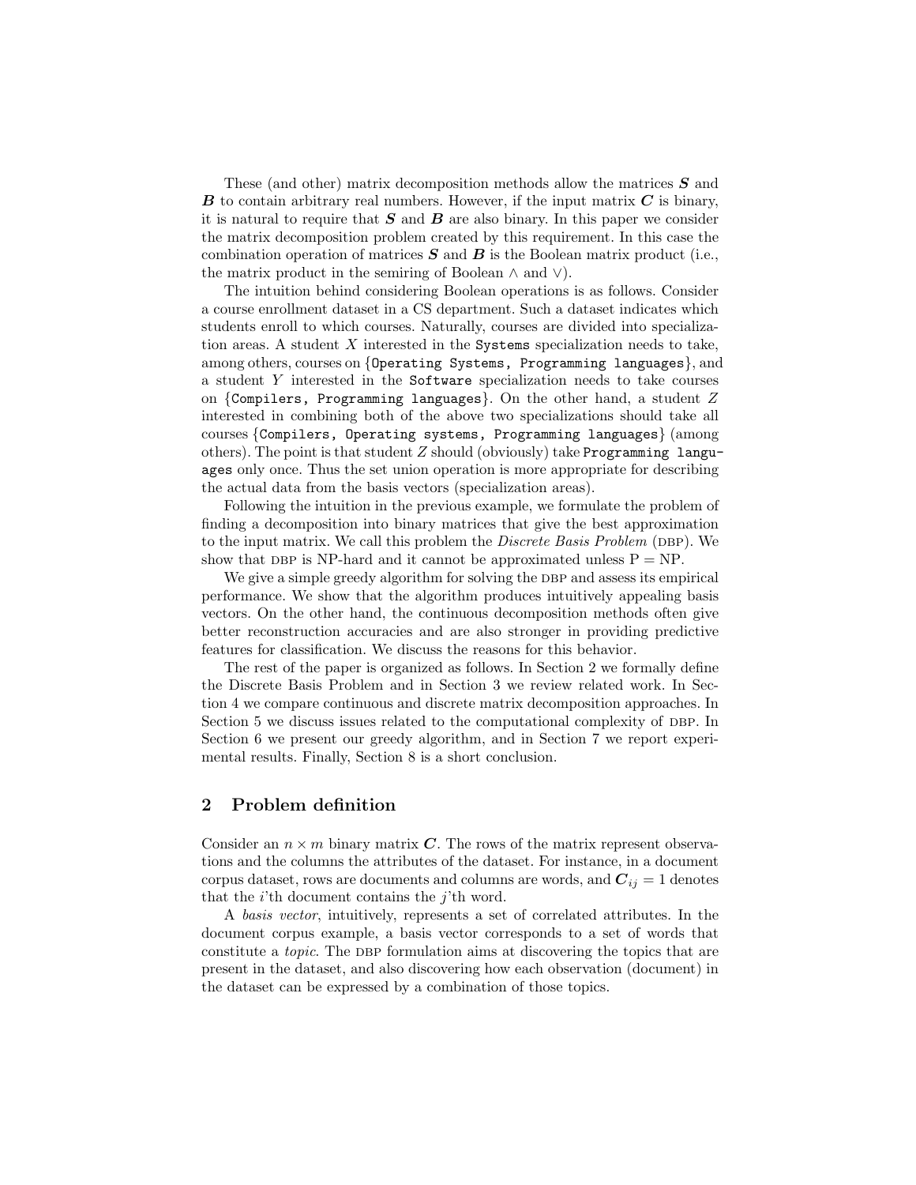These (and other) matrix decomposition methods allow the matrices $\boldsymbol{S}$ and $\boldsymbol{B}$ to contain arbitrary real numbers. However, if the input matrix $\boldsymbol{C}$ is binary, it is natural to require that $\boldsymbol{S}$ and $\boldsymbol{B}$ are also binary. In this paper we consider the matrix decomposition problem created by this requirement. In this case the combination operation of matrices $\boldsymbol{S}$ and $\boldsymbol{B}$ is the Boolean matrix product (i.e., the matrix product in the semiring of Boolean $\wedge$ and $\vee$).

The intuition behind considering Boolean operations is as follows. Consider a course enrollment dataset in a CS department. Such a dataset indicates which students enroll to which courses. Naturally, courses are divided into specialization areas. A student $X$ interested in the `Systems` specialization needs to take, among others, courses on {`Operating Systems, Programming languages`}, and a student $Y$ interested in the `Software` specialization needs to take courses on {`Compilers, Programming languages`}. On the other hand, a student $Z$ interested in combining both of the above two specializations should take all courses {`Compilers, Operating systems, Programming languages`} (among others). The point is that student $Z$ should (obviously) take `Programming languages` only once. Thus the set union operation is more appropriate for describing the actual data from the basis vectors (specialization areas).

Following the intuition in the previous example, we formulate the problem of finding a decomposition into binary matrices that give the best approximation to the input matrix. We call this problem the *Discrete Basis Problem* (DBP). We show that DBP is NP-hard and it cannot be approximated unless P = NP.

We give a simple greedy algorithm for solving the DBP and assess its empirical performance. We show that the algorithm produces intuitively appealing basis vectors. On the other hand, the continuous decomposition methods often give better reconstruction accuracies and are also stronger in providing predictive features for classification. We discuss the reasons for this behavior.

The rest of the paper is organized as follows. In Section 2 we formally define the Discrete Basis Problem and in Section 3 we review related work. In Section 4 we compare continuous and discrete matrix decomposition approaches. In Section 5 we discuss issues related to the computational complexity of DBP. In Section 6 we present our greedy algorithm, and in Section 7 we report experimental results. Finally, Section 8 is a short conclusion.

## 2 Problem definition

Consider an $n \times m$ binary matrix $\boldsymbol{C}$. The rows of the matrix represent observations and the columns the attributes of the dataset. For instance, in a document corpus dataset, rows are documents and columns are words, and $\boldsymbol{C}_{ij} = 1$ denotes that the $i$'th document contains the $j$'th word.

A *basis vector*, intuitively, represents a set of correlated attributes. In the document corpus example, a basis vector corresponds to a set of words that constitute a *topic*. The DBP formulation aims at discovering the topics that are present in the dataset, and also discovering how each observation (document) in the dataset can be expressed by a combination of those topics.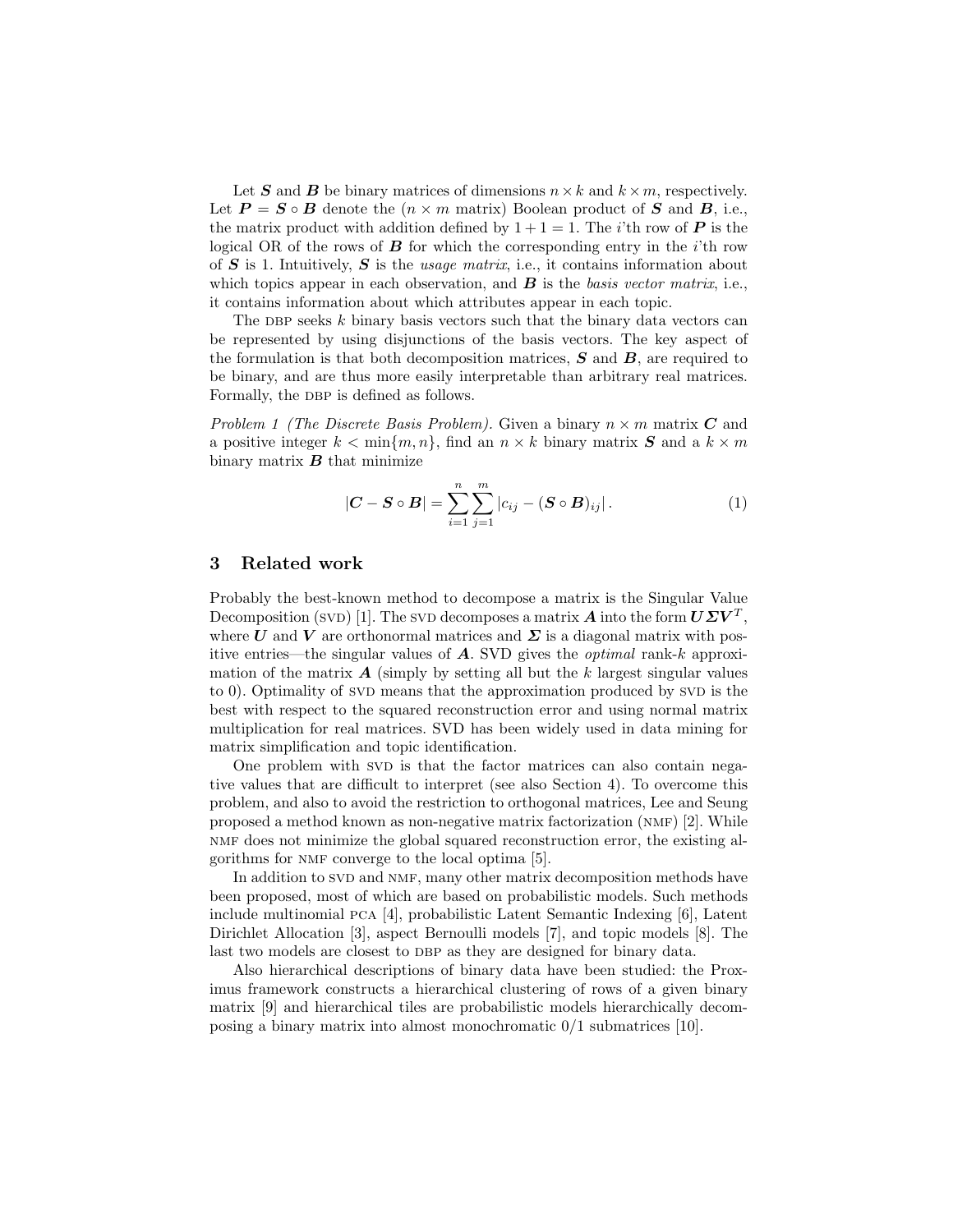Let $\boldsymbol{S}$ and $\boldsymbol{B}$ be binary matrices of dimensions $n \times k$ and $k \times m$, respectively. Let $\boldsymbol{P} = \boldsymbol{S} \circ \boldsymbol{B}$ denote the ($n \times m$ matrix) Boolean product of $\boldsymbol{S}$ and $\boldsymbol{B}$, i.e., the matrix product with addition defined by $1 + 1 = 1$. The $i$'th row of $\boldsymbol{P}$ is the logical OR of the rows of $\boldsymbol{B}$ for which the corresponding entry in the $i$'th row of $\boldsymbol{S}$ is 1. Intuitively, $\boldsymbol{S}$ is the *usage matrix*, i.e., it contains information about which topics appear in each observation, and $\boldsymbol{B}$ is the *basis vector matrix*, i.e., it contains information about which attributes appear in each topic.

The DBP seeks $k$ binary basis vectors such that the binary data vectors can be represented by using disjunctions of the basis vectors. The key aspect of the formulation is that both decomposition matrices, $\boldsymbol{S}$ and $\boldsymbol{B}$, are required to be binary, and are thus more easily interpretable than arbitrary real matrices. Formally, the DBP is defined as follows.

*Problem 1 (The Discrete Basis Problem).* Given a binary $n \times m$ matrix $\boldsymbol{C}$ and a positive integer $k < \min\{m, n\}$, find an $n \times k$ binary matrix $\boldsymbol{S}$ and a $k \times m$ binary matrix $\boldsymbol{B}$ that minimize

$$|\boldsymbol{C} - \boldsymbol{S} \circ \boldsymbol{B}| = \sum_{i=1}^{n} \sum_{j=1}^{m} \left| c_{ij} - (\boldsymbol{S} \circ \boldsymbol{B})_{ij} \right| . \tag{1}$$

## 3 Related work

Probably the best-known method to decompose a matrix is the Singular Value Decomposition (SVD) [1]. The SVD decomposes a matrix $\boldsymbol{A}$ into the form $\boldsymbol{U \Sigma V}^T$, where $\boldsymbol{U}$ and $\boldsymbol{V}$ are orthonormal matrices and $\boldsymbol{\Sigma}$ is a diagonal matrix with positive entries—the singular values of $\boldsymbol{A}$. SVD gives the *optimal* rank-$k$ approximation of the matrix $\boldsymbol{A}$ (simply by setting all but the $k$ largest singular values to 0). Optimality of SVD means that the approximation produced by SVD is the best with respect to the squared reconstruction error and using normal matrix multiplication for real matrices. SVD has been widely used in data mining for matrix simplification and topic identification.

One problem with SVD is that the factor matrices can also contain negative values that are difficult to interpret (see also Section 4). To overcome this problem, and also to avoid the restriction to orthogonal matrices, Lee and Seung proposed a method known as non-negative matrix factorization (NMF) [2]. While NMF does not minimize the global squared reconstruction error, the existing algorithms for NMF converge to the local optima [5].

In addition to SVD and NMF, many other matrix decomposition methods have been proposed, most of which are based on probabilistic models. Such methods include multinomial PCA [4], probabilistic Latent Semantic Indexing [6], Latent Dirichlet Allocation [3], aspect Bernoulli models [7], and topic models [8]. The last two models are closest to DBP as they are designed for binary data.

Also hierarchical descriptions of binary data have been studied: the Proximus framework constructs a hierarchical clustering of rows of a given binary matrix [9] and hierarchical tiles are probabilistic models hierarchically decomposing a binary matrix into almost monochromatic 0/1 submatrices [10].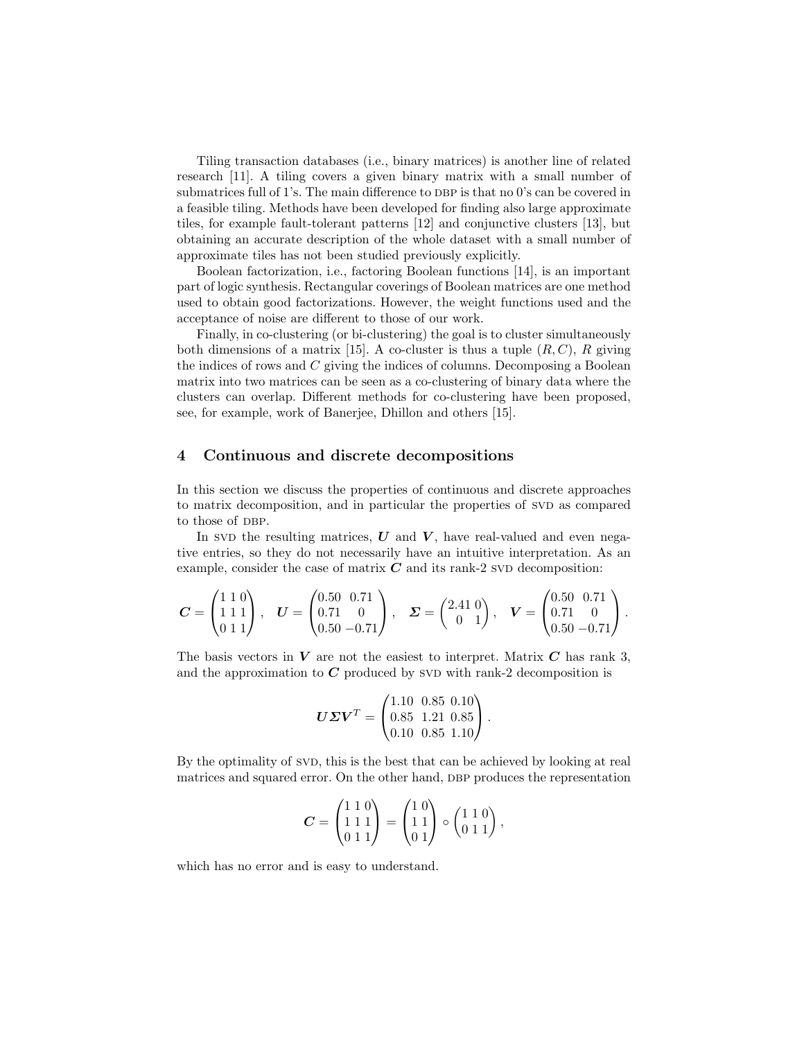Tiling transaction databases (i.e., binary matrices) is another line of related research [11]. A tiling covers a given binary matrix with a small number of submatrices full of 1's. The main difference to DBP is that no 0's can be covered in a feasible tiling. Methods have been developed for finding also large approximate tiles, for example fault-tolerant patterns [12] and conjunctive clusters [13], but obtaining an accurate description of the whole dataset with a small number of approximate tiles has not been studied previously explicitly.

Boolean factorization, i.e., factoring Boolean functions [14], is an important part of logic synthesis. Rectangular coverings of Boolean matrices are one method used to obtain good factorizations. However, the weight functions used and the acceptance of noise are different to those of our work.

Finally, in co-clustering (or bi-clustering) the goal is to cluster simultaneously both dimensions of a matrix [15]. A co-cluster is thus a tuple $(R, C)$, $R$ giving the indices of rows and $C$ giving the indices of columns. Decomposing a Boolean matrix into two matrices can be seen as a co-clustering of binary data where the clusters can overlap. Different methods for co-clustering have been proposed, see, for example, work of Banerjee, Dhillon and others [15].

## 4 Continuous and discrete decompositions

In this section we discuss the properties of continuous and discrete approaches to matrix decomposition, and in particular the properties of SVD as compared to those of DBP.

In SVD the resulting matrices, $\boldsymbol{U}$ and $\boldsymbol{V}$, have real-valued and even negative entries, so they do not necessarily have an intuitive interpretation. As an example, consider the case of matrix $\boldsymbol{C}$ and its rank-2 SVD decomposition:

$$\boldsymbol{C} = \begin{pmatrix} 1 & 1 & 0 \\ 1 & 1 & 1 \\ 0 & 1 & 1 \end{pmatrix}, \quad \boldsymbol{U} = \begin{pmatrix} 0.50 & 0.71 \\ 0.71 & 0 \\ 0.50 & -0.71 \end{pmatrix}, \quad \boldsymbol{\Sigma} = \begin{pmatrix} 2.41 & 0 \\ 0 & 1 \end{pmatrix}, \quad \boldsymbol{V} = \begin{pmatrix} 0.50 & 0.71 \\ 0.71 & 0 \\ 0.50 & -0.71 \end{pmatrix}.$$

The basis vectors in $\boldsymbol{V}$ are not the easiest to interpret. Matrix $\boldsymbol{C}$ has rank 3, and the approximation to $\boldsymbol{C}$ produced by SVD with rank-2 decomposition is

$$\boldsymbol{U}\boldsymbol{\Sigma}\boldsymbol{V}^T = \begin{pmatrix} 1.10 & 0.85 & 0.10 \\ 0.85 & 1.21 & 0.85 \\ 0.10 & 0.85 & 1.10 \end{pmatrix}.$$

By the optimality of SVD, this is the best that can be achieved by looking at real matrices and squared error. On the other hand, DBP produces the representation

$$\boldsymbol{C} = \begin{pmatrix} 1 & 1 & 0 \\ 1 & 1 & 1 \\ 0 & 1 & 1 \end{pmatrix} = \begin{pmatrix} 1 & 0 \\ 1 & 1 \\ 0 & 1 \end{pmatrix} \circ \begin{pmatrix} 1 & 1 & 0 \\ 0 & 1 & 1 \end{pmatrix},$$

which has no error and is easy to understand.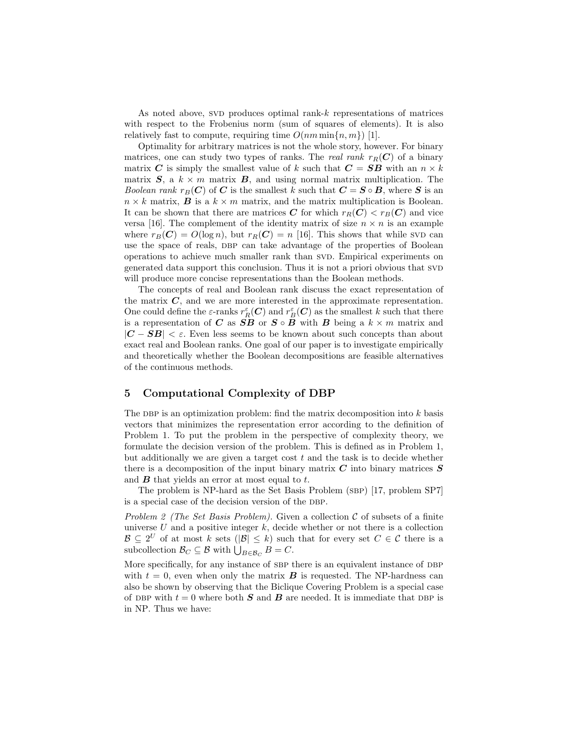As noted above, SVD produces optimal rank-$k$ representations of matrices with respect to the Frobenius norm (sum of squares of elements). It is also relatively fast to compute, requiring time $O(nm \min\{n, m\})$ [1].

Optimality for arbitrary matrices is not the whole story, however. For binary matrices, one can study two types of ranks. The *real rank* $r_R(\boldsymbol{C})$ of a binary matrix $\boldsymbol{C}$ is simply the smallest value of $k$ such that $\boldsymbol{C} = \boldsymbol{S}\boldsymbol{B}$ with an $n \times k$ matrix $\boldsymbol{S}$, a $k \times m$ matrix $\boldsymbol{B}$, and using normal matrix multiplication. The *Boolean rank* $r_B(\boldsymbol{C})$ of $\boldsymbol{C}$ is the smallest $k$ such that $\boldsymbol{C} = \boldsymbol{S} \circ \boldsymbol{B}$, where $\boldsymbol{S}$ is an $n \times k$ matrix, $\boldsymbol{B}$ is a $k \times m$ matrix, and the matrix multiplication is Boolean. It can be shown that there are matrices $\boldsymbol{C}$ for which $r_R(\boldsymbol{C}) < r_B(\boldsymbol{C})$ and vice versa [16]. The complement of the identity matrix of size $n \times n$ is an example where $r_B(\boldsymbol{C}) = O(\log n)$, but $r_R(\boldsymbol{C}) = n$ [16]. This shows that while SVD can use the space of reals, DBP can take advantage of the properties of Boolean operations to achieve much smaller rank than SVD. Empirical experiments on generated data support this conclusion. Thus it is not a priori obvious that SVD will produce more concise representations than the Boolean methods.

The concepts of real and Boolean rank discuss the exact representation of the matrix $\boldsymbol{C}$, and we are more interested in the approximate representation. One could define the $\varepsilon$-ranks $r_R^{\varepsilon}(\boldsymbol{C})$ and $r_B^{\varepsilon}(\boldsymbol{C})$ as the smallest $k$ such that there is a representation of $\boldsymbol{C}$ as $\boldsymbol{S}\boldsymbol{B}$ or $\boldsymbol{S} \circ \boldsymbol{B}$ with $\boldsymbol{B}$ being a $k \times m$ matrix and $|\boldsymbol{C} - \boldsymbol{S}\boldsymbol{B}| < \varepsilon$. Even less seems to be known about such concepts than about exact real and Boolean ranks. One goal of our paper is to investigate empirically and theoretically whether the Boolean decompositions are feasible alternatives of the continuous methods.

## 5 Computational Complexity of DBP

The DBP is an optimization problem: find the matrix decomposition into $k$ basis vectors that minimizes the representation error according to the definition of Problem 1. To put the problem in the perspective of complexity theory, we formulate the decision version of the problem. This is defined as in Problem 1, but additionally we are given a target cost $t$ and the task is to decide whether there is a decomposition of the input binary matrix $\boldsymbol{C}$ into binary matrices $\boldsymbol{S}$ and $\boldsymbol{B}$ that yields an error at most equal to $t$.

The problem is NP-hard as the Set Basis Problem (SBP) [17, problem SP7] is a special case of the decision version of the DBP.

*Problem 2 (The Set Basis Problem).* Given a collection $\mathcal{C}$ of subsets of a finite universe $U$ and a positive integer $k$, decide whether or not there is a collection $\mathcal{B} \subseteq 2^U$ of at most $k$ sets ($|\mathcal{B}| \leq k$) such that for every set $C \in \mathcal{C}$ there is a subcollection $\mathcal{B}_C \subseteq \mathcal{B}$ with $\bigcup_{B \in \mathcal{B}_C} B = C$.

More specifically, for any instance of SBP there is an equivalent instance of DBP with $t = 0$, even when only the matrix $\boldsymbol{B}$ is requested. The NP-hardness can also be shown by observing that the Biclique Covering Problem is a special case of DBP with $t = 0$ where both $\boldsymbol{S}$ and $\boldsymbol{B}$ are needed. It is immediate that DBP is in NP. Thus we have: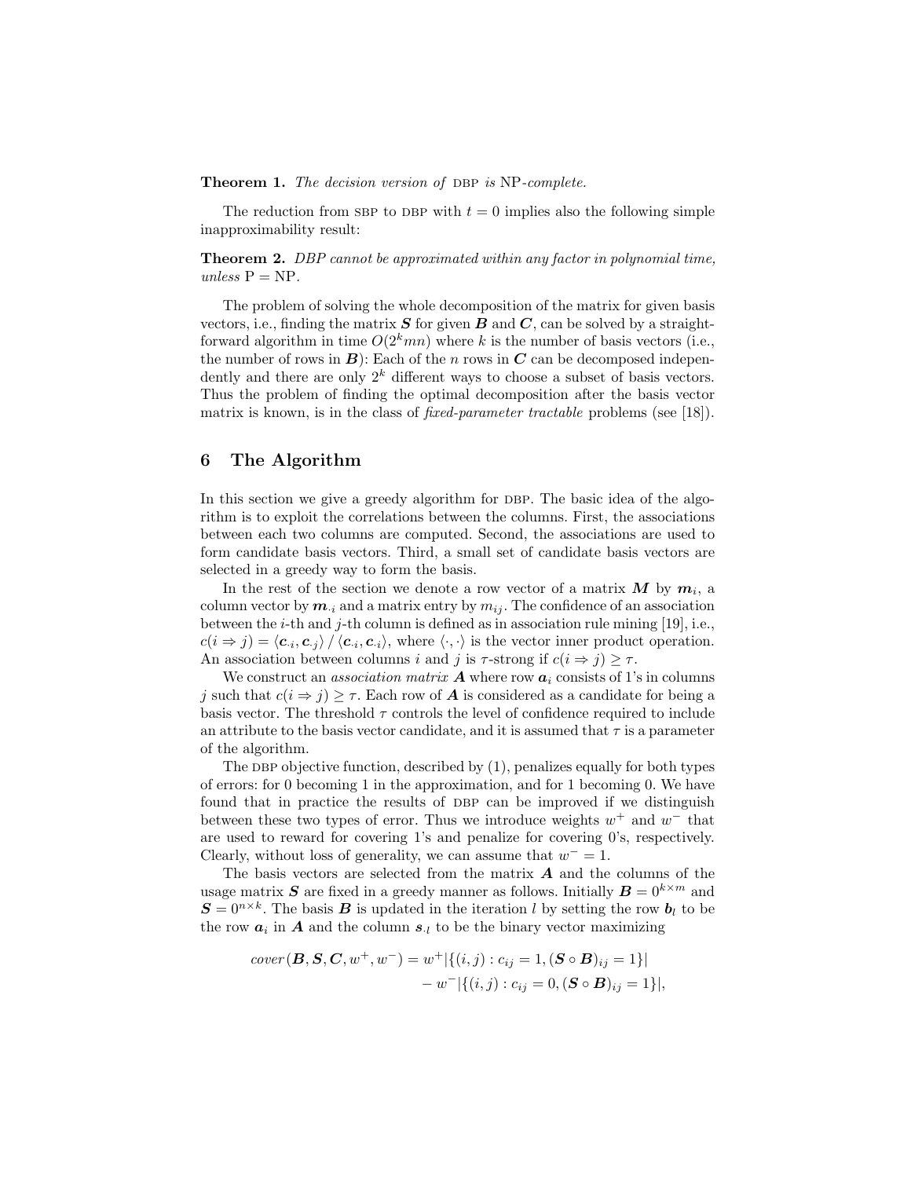**Theorem 1.** *The decision version of* DBP *is* NP*-complete.*

The reduction from SBP to DBP with $t = 0$ implies also the following simple inapproximability result:

**Theorem 2.** *DBP cannot be approximated within any factor in polynomial time, unless* P = NP.

The problem of solving the whole decomposition of the matrix for given basis vectors, i.e., finding the matrix $\boldsymbol{S}$ for given $\boldsymbol{B}$ and $\boldsymbol{C}$, can be solved by a straightforward algorithm in time $O(2^k mn)$ where $k$ is the number of basis vectors (i.e., the number of rows in $\boldsymbol{B}$): Each of the $n$ rows in $\boldsymbol{C}$ can be decomposed independently and there are only $2^k$ different ways to choose a subset of basis vectors. Thus the problem of finding the optimal decomposition after the basis vector matrix is known, is in the class of *fixed-parameter tractable* problems (see [18]).

## 6 The Algorithm

In this section we give a greedy algorithm for DBP. The basic idea of the algorithm is to exploit the correlations between the columns. First, the associations between each two columns are computed. Second, the associations are used to form candidate basis vectors. Third, a small set of candidate basis vectors are selected in a greedy way to form the basis.

In the rest of the section we denote a row vector of a matrix $\boldsymbol{M}$ by $\boldsymbol{m}_i$, a column vector by $\boldsymbol{m}_{\cdot i}$ and a matrix entry by $m_{ij}$. The confidence of an association between the $i$-th and $j$-th column is defined as in association rule mining [19], i.e., $c(i \Rightarrow j) = \langle \boldsymbol{c}_{\cdot i}, \boldsymbol{c}_{\cdot j} \rangle \,/\, \langle \boldsymbol{c}_{\cdot i}, \boldsymbol{c}_{\cdot i} \rangle$, where $\langle \cdot, \cdot \rangle$ is the vector inner product operation. An association between columns $i$ and $j$ is $\tau$-strong if $c(i \Rightarrow j) \geq \tau$.

We construct an *association matrix* $\boldsymbol{A}$ where row $\boldsymbol{a}_i$ consists of 1's in columns $j$ such that $c(i \Rightarrow j) \geq \tau$. Each row of $\boldsymbol{A}$ is considered as a candidate for being a basis vector. The threshold $\tau$ controls the level of confidence required to include an attribute to the basis vector candidate, and it is assumed that $\tau$ is a parameter of the algorithm.

The DBP objective function, described by (1), penalizes equally for both types of errors: for 0 becoming 1 in the approximation, and for 1 becoming 0. We have found that in practice the results of DBP can be improved if we distinguish between these two types of error. Thus we introduce weights $w^+$ and $w^-$ that are used to reward for covering 1's and penalize for covering 0's, respectively. Clearly, without loss of generality, we can assume that $w^- = 1$.

The basis vectors are selected from the matrix $\boldsymbol{A}$ and the columns of the usage matrix $\boldsymbol{S}$ are fixed in a greedy manner as follows. Initially $\boldsymbol{B} = 0^{k \times m}$ and $\boldsymbol{S} = 0^{n \times k}$. The basis $\boldsymbol{B}$ is updated in the iteration $l$ by setting the row $\boldsymbol{b}_l$ to be the row $\boldsymbol{a}_i$ in $\boldsymbol{A}$ and the column $\boldsymbol{s}_{\cdot l}$ to be the binary vector maximizing

$$\begin{aligned} \mathit{cover}(\boldsymbol{B}, \boldsymbol{S}, \boldsymbol{C}, w^+, w^-) = w^+ &|\{(i,j) : c_{ij} = 1, (\boldsymbol{S} \circ \boldsymbol{B})_{ij} = 1\}| \\ - w^- &|\{(i,j) : c_{ij} = 0, (\boldsymbol{S} \circ \boldsymbol{B})_{ij} = 1\}|, \end{aligned}$$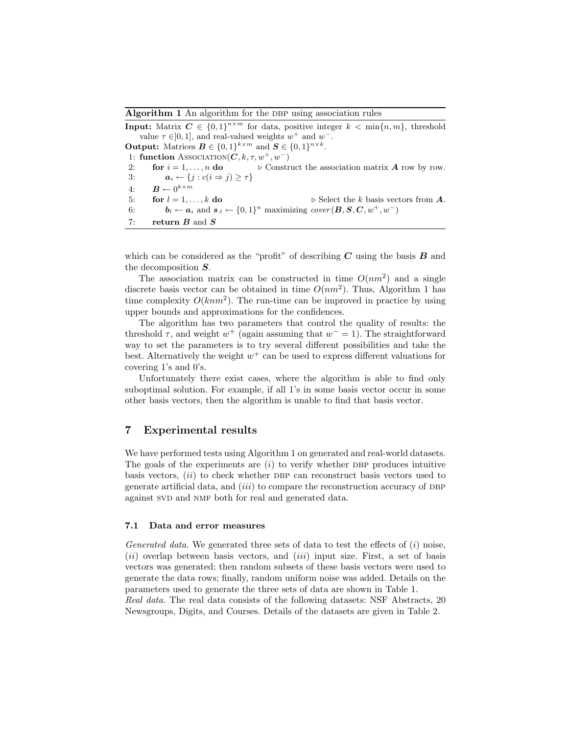**Algorithm 1** An algorithm for the DBP using association rules

**Input:** Matrix $\boldsymbol{C} \in \{0,1\}^{n\times m}$ for data, positive integer $k < \min\{n, m\}$, threshold value $\tau \in ]0,1]$, and real-valued weights $w^+$ and $w^-$.
**Output:** Matrices $\boldsymbol{B} \in \{0,1\}^{k\times m}$ and $\boldsymbol{S} \in \{0,1\}^{n\times k}$.

```
1: function ASSOCIATION(C, k, τ, w+, w−)
2:     for i = 1, ..., n do                  ▷ Construct the association matrix A row by row.
3:         a_i ← {j : c(i ⇒ j) ≥ τ}
4:     B ← 0^{k×m}
5:     for l = 1, ..., k do                  ▷ Select the k basis vectors from A.
6:         b_l ← a_i and s_·l ← {0,1}^n maximizing cover(B, S, C, w+, w−)
7:     return B and S
```

which can be considered as the "profit" of describing $\boldsymbol{C}$ using the basis $\boldsymbol{B}$ and the decomposition $\boldsymbol{S}$.

The association matrix can be constructed in time $O(nm^2)$ and a single discrete basis vector can be obtained in time $O(nm^2)$. Thus, Algorithm 1 has time complexity $O(knm^2)$. The run-time can be improved in practice by using upper bounds and approximations for the confidences.

The algorithm has two parameters that control the quality of results: the threshold $\tau$, and weight $w^+$ (again assuming that $w^- = 1$). The straightforward way to set the parameters is to try several different possibilities and take the best. Alternatively the weight $w^+$ can be used to express different valuations for covering 1's and 0's.

Unfortunately there exist cases, where the algorithm is able to find only suboptimal solution. For example, if all 1's in some basis vector occur in some other basis vectors, then the algorithm is unable to find that basis vector.

## 7 Experimental results

We have performed tests using Algorithm 1 on generated and real-world datasets. The goals of the experiments are (*i*) to verify whether DBP produces intuitive basis vectors, (*ii*) to check whether DBP can reconstruct basis vectors used to generate artificial data, and (*iii*) to compare the reconstruction accuracy of DBP against SVD and NMF both for real and generated data.

### 7.1 Data and error measures

*Generated data.* We generated three sets of data to test the effects of (*i*) noise, (*ii*) overlap between basis vectors, and (*iii*) input size. First, a set of basis vectors was generated; then random subsets of these basis vectors were used to generate the data rows; finally, random uniform noise was added. Details on the parameters used to generate the three sets of data are shown in Table 1.
*Real data.* The real data consists of the following datasets: NSF Abstracts, 20 Newsgroups, Digits, and Courses. Details of the datasets are given in Table 2.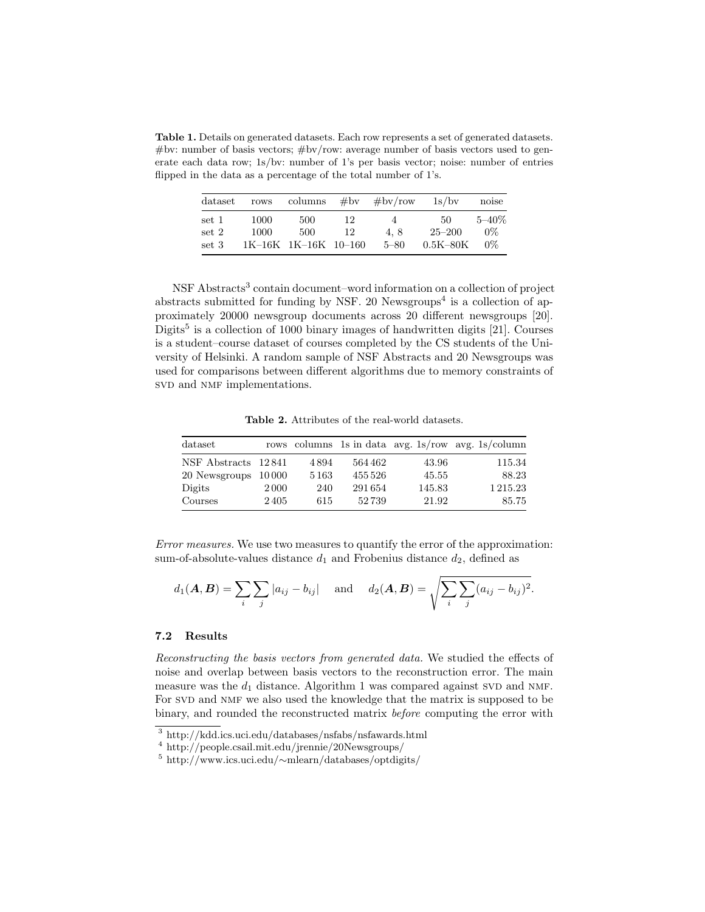**Table 1.** Details on generated datasets. Each row represents a set of generated datasets. #bv: number of basis vectors; #bv/row: average number of basis vectors used to generate each data row; 1s/bv: number of 1's per basis vector; noise: number of entries flipped in the data as a percentage of the total number of 1's.

| dataset | rows | columns | #bv | #bv/row | 1s/bv | noise |
|---|---|---|---|---|---|---|
| set 1 | 1000 | 500 | 12 | 4 | 50 | 5–40% |
| set 2 | 1000 | 500 | 12 | 4, 8 | 25–200 | 0% |
| set 3 | 1K–16K | 1K–16K | 10–160 | 5–80 | 0.5K–80K | 0% |

NSF Abstracts[3] contain document–word information on a collection of project abstracts submitted for funding by NSF. 20 Newsgroups[4] is a collection of approximately 20000 newsgroup documents across 20 different newsgroups [20]. Digits[5] is a collection of 1000 binary images of handwritten digits [21]. Courses is a student–course dataset of courses completed by the CS students of the University of Helsinki. A random sample of NSF Abstracts and 20 Newsgroups was used for comparisons between different algorithms due to memory constraints of SVD and NMF implementations.

**Table 2.** Attributes of the real-world datasets.

| dataset | rows | columns | 1s in data | avg. 1s/row | avg. 1s/column |
|---|---|---|---|---|---|
| NSF Abstracts | 12 841 | 4 894 | 564 462 | 43.96 | 115.34 |
| 20 Newsgroups | 10 000 | 5 163 | 455 526 | 45.55 | 88.23 |
| Digits | 2 000 | 240 | 291 654 | 145.83 | 1 215.23 |
| Courses | 2 405 | 615 | 52 739 | 21.92 | 85.75 |

*Error measures.* We use two measures to quantify the error of the approximation: sum-of-absolute-values distance $d_1$ and Frobenius distance $d_2$, defined as

$$d_1(\boldsymbol{A}, \boldsymbol{B}) = \sum_i \sum_j |a_{ij} - b_{ij}| \quad \text{and} \quad d_2(\boldsymbol{A}, \boldsymbol{B}) = \sqrt{\sum_i \sum_j (a_{ij} - b_{ij})^2}.$$

### 7.2 Results

*Reconstructing the basis vectors from generated data.* We studied the effects of noise and overlap between basis vectors to the reconstruction error. The main measure was the $d_1$ distance. Algorithm 1 was compared against SVD and NMF. For SVD and NMF we also used the knowledge that the matrix is supposed to be binary, and rounded the reconstructed matrix *before* computing the error with

[3] http://kdd.ics.uci.edu/databases/nsfabs/nsfawards.html
[4] http://people.csail.mit.edu/jrennie/20Newsgroups/
[5] http://www.ics.uci.edu/∼mlearn/databases/optdigits/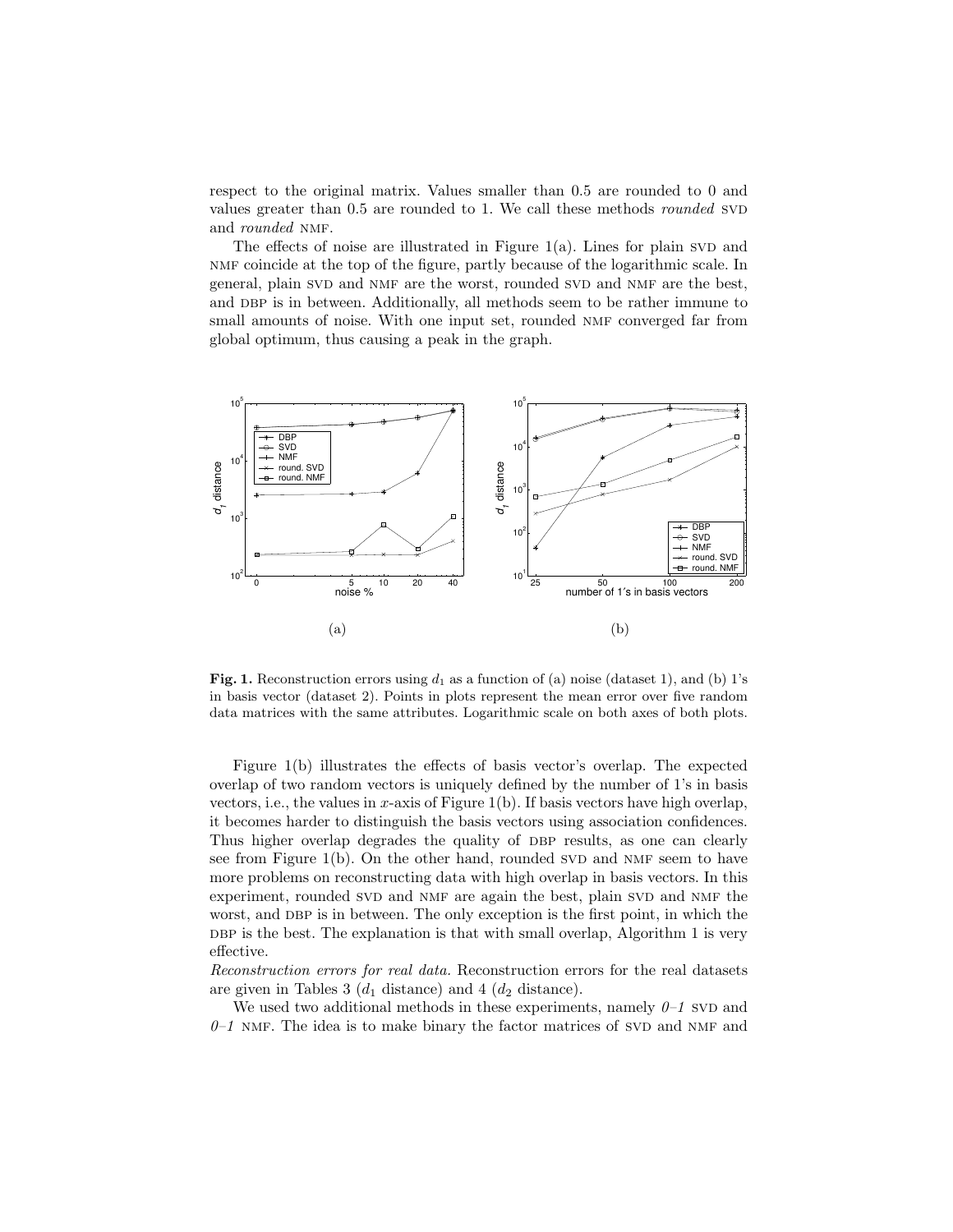respect to the original matrix. Values smaller than 0.5 are rounded to 0 and values greater than 0.5 are rounded to 1. We call these methods *rounded* SVD and *rounded* NMF.

The effects of noise are illustrated in Figure 1(a). Lines for plain SVD and NMF coincide at the top of the figure, partly because of the logarithmic scale. In general, plain SVD and NMF are the worst, rounded SVD and NMF are the best, and DBP is in between. Additionally, all methods seem to be rather immune to small amounts of noise. With one input set, rounded NMF converged far from global optimum, thus causing a peak in the graph.

**Fig. 1.** Reconstruction errors using $d_1$ as a function of (a) noise (dataset 1), and (b) 1's in basis vector (dataset 2). Points in plots represent the mean error over five random data matrices with the same attributes. Logarithmic scale on both axes of both plots.

Figure 1(b) illustrates the effects of basis vector's overlap. The expected overlap of two random vectors is uniquely defined by the number of 1's in basis vectors, i.e., the values in $x$-axis of Figure 1(b). If basis vectors have high overlap, it becomes harder to distinguish the basis vectors using association confidences. Thus higher overlap degrades the quality of DBP results, as one can clearly see from Figure 1(b). On the other hand, rounded SVD and NMF seem to have more problems on reconstructing data with high overlap in basis vectors. In this experiment, rounded SVD and NMF are again the best, plain SVD and NMF the worst, and DBP is in between. The only exception is the first point, in which the DBP is the best. The explanation is that with small overlap, Algorithm 1 is very effective.

*Reconstruction errors for real data.* Reconstruction errors for the real datasets are given in Tables 3 ($d_1$ distance) and 4 ($d_2$ distance).

We used two additional methods in these experiments, namely *0–1* SVD and *0–1* NMF. The idea is to make binary the factor matrices of SVD and NMF and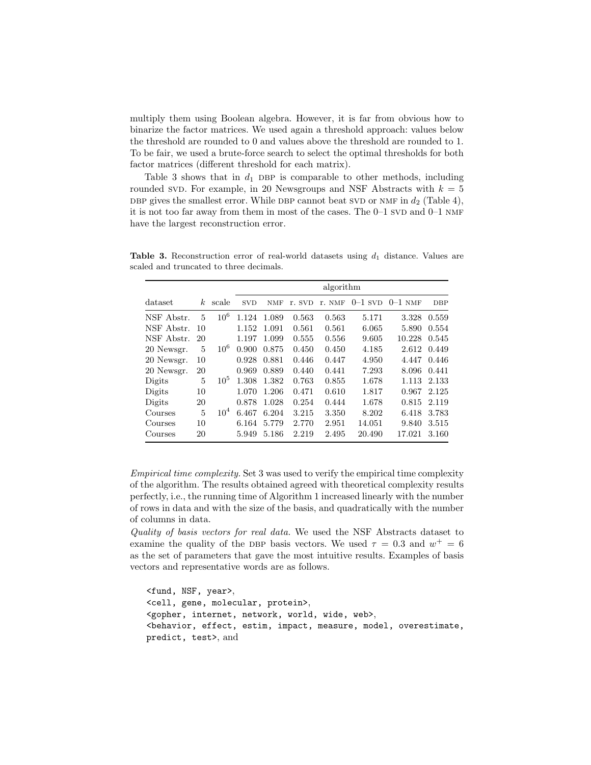multiply them using Boolean algebra. However, it is far from obvious how to binarize the factor matrices. We used again a threshold approach: values below the threshold are rounded to 0 and values above the threshold are rounded to 1. To be fair, we used a brute-force search to select the optimal thresholds for both factor matrices (different threshold for each matrix).

Table 3 shows that in $d_1$ DBP is comparable to other methods, including rounded SVD. For example, in 20 Newsgroups and NSF Abstracts with $k = 5$ DBP gives the smallest error. While DBP cannot beat SVD or NMF in $d_2$ (Table 4), it is not too far away from them in most of the cases. The 0–1 SVD and 0–1 NMF have the largest reconstruction error.

**Table 3.** Reconstruction error of real-world datasets using $d_1$ distance. Values are scaled and truncated to three decimals.

| | | | algorithm | | | | | | |
|---|---|---|---|---|---|---|---|---|---|
| dataset | $k$ | scale | SVD | NMF | r. SVD | r. NMF | 0–1 SVD | 0–1 NMF | DBP |
| NSF Abstr. | 5 | $10^6$ | 1.124 | 1.089 | 0.563 | 0.563 | 5.171 | 3.328 | 0.559 |
| NSF Abstr. | 10 | | 1.152 | 1.091 | 0.561 | 0.561 | 6.065 | 5.890 | 0.554 |
| NSF Abstr. | 20 | | 1.197 | 1.099 | 0.555 | 0.556 | 9.605 | 10.228 | 0.545 |
| 20 Newsgr. | 5 | $10^6$ | 0.900 | 0.875 | 0.450 | 0.450 | 4.185 | 2.612 | 0.449 |
| 20 Newsgr. | 10 | | 0.928 | 0.881 | 0.446 | 0.447 | 4.950 | 4.447 | 0.446 |
| 20 Newsgr. | 20 | | 0.969 | 0.889 | 0.440 | 0.441 | 7.293 | 8.096 | 0.441 |
| Digits | 5 | $10^5$ | 1.308 | 1.382 | 0.763 | 0.855 | 1.678 | 1.113 | 2.133 |
| Digits | 10 | | 1.070 | 1.206 | 0.471 | 0.610 | 1.817 | 0.967 | 2.125 |
| Digits | 20 | | 0.878 | 1.028 | 0.254 | 0.444 | 1.678 | 0.815 | 2.119 |
| Courses | 5 | $10^4$ | 6.467 | 6.204 | 3.215 | 3.350 | 8.202 | 6.418 | 3.783 |
| Courses | 10 | | 6.164 | 5.779 | 2.770 | 2.951 | 14.051 | 9.840 | 3.515 |
| Courses | 20 | | 5.949 | 5.186 | 2.219 | 2.495 | 20.490 | 17.021 | 3.160 |

*Empirical time complexity.* Set 3 was used to verify the empirical time complexity of the algorithm. The results obtained agreed with theoretical complexity results perfectly, i.e., the running time of Algorithm 1 increased linearly with the number of rows in data and with the size of the basis, and quadratically with the number of columns in data.

*Quality of basis vectors for real data.* We used the NSF Abstracts dataset to examine the quality of the DBP basis vectors. We used $\tau = 0.3$ and $w^+ = 6$ as the set of parameters that gave the most intuitive results. Examples of basis vectors and representative words are as follows.

```
<fund, NSF, year>,
<cell, gene, molecular, protein>,
<gopher, internet, network, world, wide, web>,
<behavior, effect, estim, impact, measure, model, overestimate,
predict, test>, and
```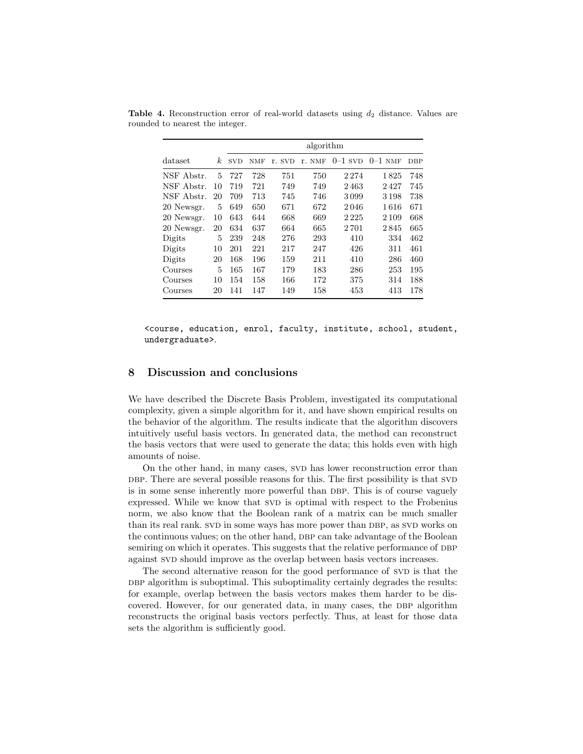**Table 4.** Reconstruction error of real-world datasets using $d_2$ distance. Values are rounded to nearest the integer.

| | | algorithm | | | | | | |
|---|---|---|---|---|---|---|---|---|
| dataset | $k$ | SVD | NMF | r. SVD | r. NMF | 0–1 SVD | 0–1 NMF | DBP |
| NSF Abstr. | 5 | 727 | 728 | 751 | 750 | 2 274 | 1 825 | 748 |
| NSF Abstr. | 10 | 719 | 721 | 749 | 749 | 2 463 | 2 427 | 745 |
| NSF Abstr. | 20 | 709 | 713 | 745 | 746 | 3 099 | 3 198 | 738 |
| 20 Newsgr. | 5 | 649 | 650 | 671 | 672 | 2 046 | 1 616 | 671 |
| 20 Newsgr. | 10 | 643 | 644 | 668 | 669 | 2 225 | 2 109 | 668 |
| 20 Newsgr. | 20 | 634 | 637 | 664 | 665 | 2 701 | 2 845 | 665 |
| Digits | 5 | 239 | 248 | 276 | 293 | 410 | 334 | 462 |
| Digits | 10 | 201 | 221 | 217 | 247 | 426 | 311 | 461 |
| Digits | 20 | 168 | 196 | 159 | 211 | 410 | 286 | 460 |
| Courses | 5 | 165 | 167 | 179 | 183 | 286 | 253 | 195 |
| Courses | 10 | 154 | 158 | 166 | 172 | 375 | 314 | 188 |
| Courses | 20 | 141 | 147 | 149 | 158 | 453 | 413 | 178 |

`<course, education, enrol, faculty, institute, school, student, undergraduate>`.

## 8 Discussion and conclusions

We have described the Discrete Basis Problem, investigated its computational complexity, given a simple algorithm for it, and have shown empirical results on the behavior of the algorithm. The results indicate that the algorithm discovers intuitively useful basis vectors. In generated data, the method can reconstruct the basis vectors that were used to generate the data; this holds even with high amounts of noise.

On the other hand, in many cases, SVD has lower reconstruction error than DBP. There are several possible reasons for this. The first possibility is that SVD is in some sense inherently more powerful than DBP. This is of course vaguely expressed. While we know that SVD is optimal with respect to the Frobenius norm, we also know that the Boolean rank of a matrix can be much smaller than its real rank. SVD in some ways has more power than DBP, as SVD works on the continuous values; on the other hand, DBP can take advantage of the Boolean semiring on which it operates. This suggests that the relative performance of DBP against SVD should improve as the overlap between basis vectors increases.

The second alternative reason for the good performance of SVD is that the DBP algorithm is suboptimal. This suboptimality certainly degrades the results: for example, overlap between the basis vectors makes them harder to be discovered. However, for our generated data, in many cases, the DBP algorithm reconstructs the original basis vectors perfectly. Thus, at least for those data sets the algorithm is sufficiently good.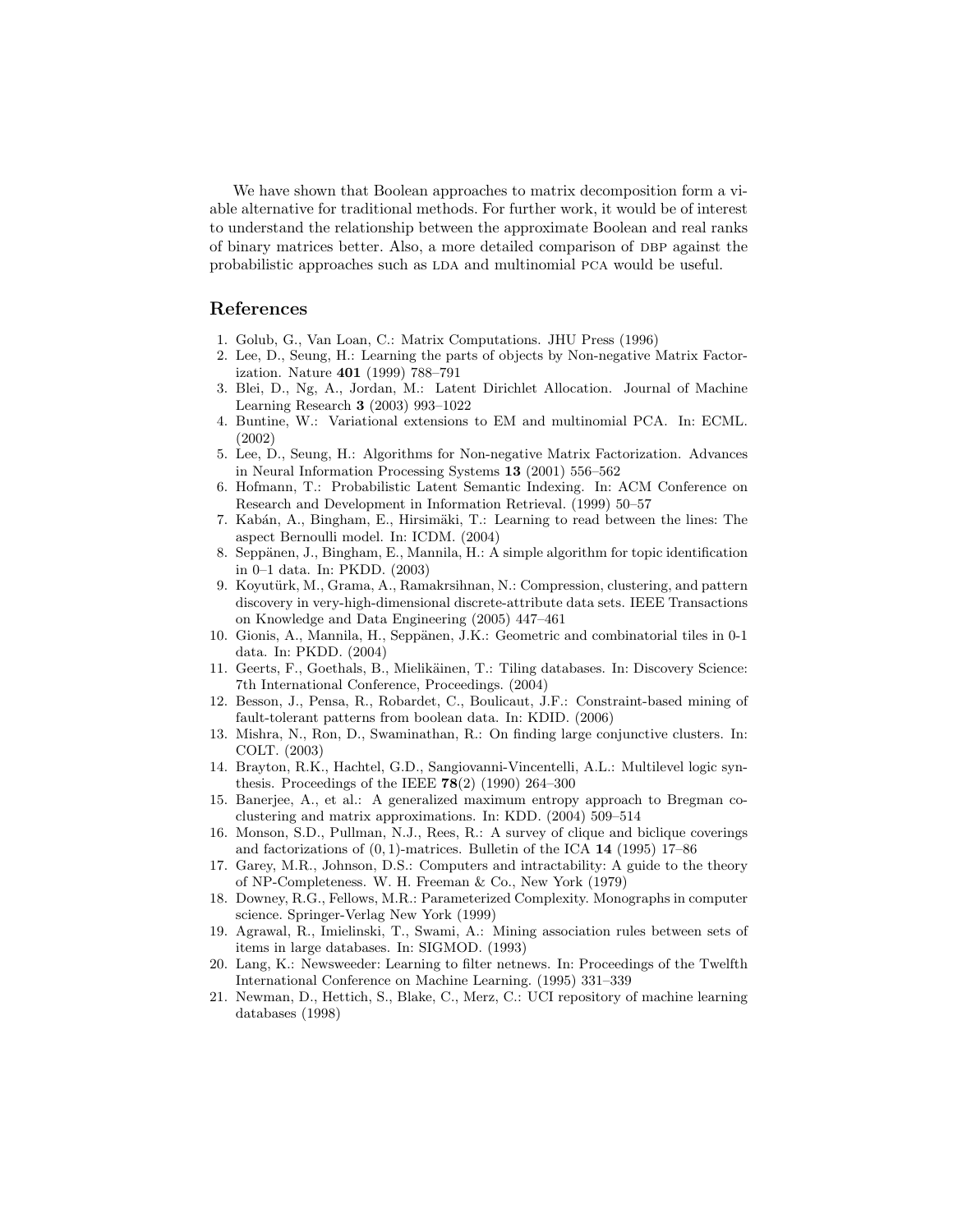We have shown that Boolean approaches to matrix decomposition form a viable alternative for traditional methods. For further work, it would be of interest to understand the relationship between the approximate Boolean and real ranks of binary matrices better. Also, a more detailed comparison of DBP against the probabilistic approaches such as LDA and multinomial PCA would be useful.

## References

1. Golub, G., Van Loan, C.: Matrix Computations. JHU Press (1996)
2. Lee, D., Seung, H.: Learning the parts of objects by Non-negative Matrix Factorization. Nature **401** (1999) 788–791
3. Blei, D., Ng, A., Jordan, M.: Latent Dirichlet Allocation. Journal of Machine Learning Research **3** (2003) 993–1022
4. Buntine, W.: Variational extensions to EM and multinomial PCA. In: ECML. (2002)
5. Lee, D., Seung, H.: Algorithms for Non-negative Matrix Factorization. Advances in Neural Information Processing Systems **13** (2001) 556–562
6. Hofmann, T.: Probabilistic Latent Semantic Indexing. In: ACM Conference on Research and Development in Information Retrieval. (1999) 50–57
7. Kabán, A., Bingham, E., Hirsimäki, T.: Learning to read between the lines: The aspect Bernoulli model. In: ICDM. (2004)
8. Seppänen, J., Bingham, E., Mannila, H.: A simple algorithm for topic identification in 0–1 data. In: PKDD. (2003)
9. Koyutürk, M., Grama, A., Ramakrsihnan, N.: Compression, clustering, and pattern discovery in very-high-dimensional discrete-attribute data sets. IEEE Transactions on Knowledge and Data Engineering (2005) 447–461
10. Gionis, A., Mannila, H., Seppänen, J.K.: Geometric and combinatorial tiles in 0-1 data. In: PKDD. (2004)
11. Geerts, F., Goethals, B., Mielikäinen, T.: Tiling databases. In: Discovery Science: 7th International Conference, Proceedings. (2004)
12. Besson, J., Pensa, R., Robardet, C., Boulicaut, J.F.: Constraint-based mining of fault-tolerant patterns from boolean data. In: KDID. (2006)
13. Mishra, N., Ron, D., Swaminathan, R.: On finding large conjunctive clusters. In: COLT. (2003)
14. Brayton, R.K., Hachtel, G.D., Sangiovanni-Vincentelli, A.L.: Multilevel logic synthesis. Proceedings of the IEEE **78**(2) (1990) 264–300
15. Banerjee, A., et al.: A generalized maximum entropy approach to Bregman co-clustering and matrix approximations. In: KDD. (2004) 509–514
16. Monson, S.D., Pullman, N.J., Rees, R.: A survey of clique and biclique coverings and factorizations of $(0, 1)$-matrices. Bulletin of the ICA **14** (1995) 17–86
17. Garey, M.R., Johnson, D.S.: Computers and intractability: A guide to the theory of NP-Completeness. W. H. Freeman & Co., New York (1979)
18. Downey, R.G., Fellows, M.R.: Parameterized Complexity. Monographs in computer science. Springer-Verlag New York (1999)
19. Agrawal, R., Imielinski, T., Swami, A.: Mining association rules between sets of items in large databases. In: SIGMOD. (1993)
20. Lang, K.: Newsweeder: Learning to filter netnews. In: Proceedings of the Twelfth International Conference on Machine Learning. (1995) 331–339
21. Newman, D., Hettich, S., Blake, C., Merz, C.: UCI repository of machine learning databases (1998)